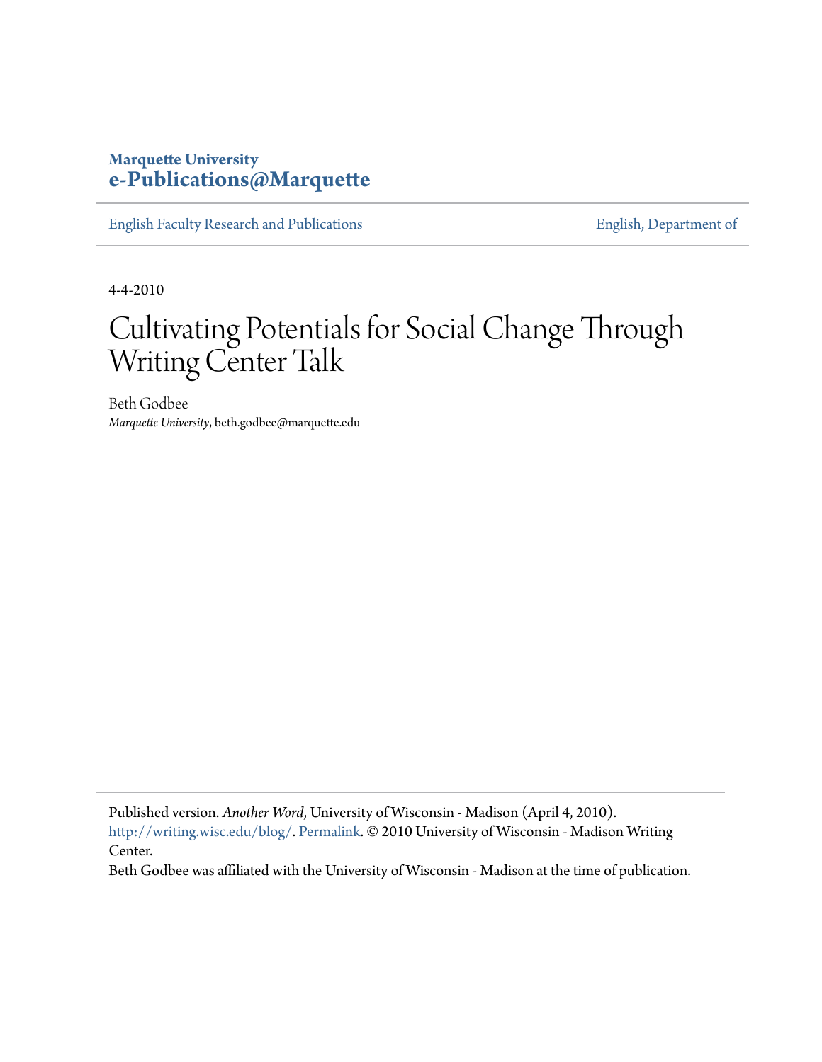**Marquette University**
**e-Publications@Marquette**

English Faculty Research and Publications | English, Department of

4-4-2010

# Cultivating Potentials for Social Change Through Writing Center Talk

Beth Godbee
*Marquette University*, beth.godbee@marquette.edu

---

Published version. *Another Word*, University of Wisconsin - Madison (April 4, 2010). http://writing.wisc.edu/blog/. Permalink. © 2010 University of Wisconsin - Madison Writing Center.
Beth Godbee was affiliated with the University of Wisconsin - Madison at the time of publication.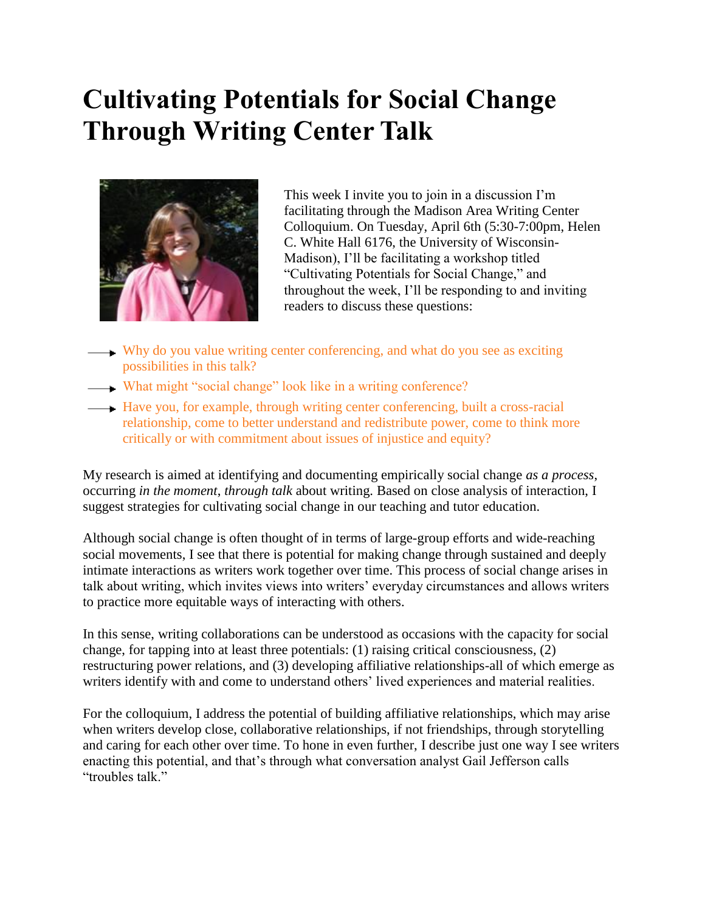# Cultivating Potentials for Social Change Through Writing Center Talk

This week I invite you to join in a discussion I'm facilitating through the Madison Area Writing Center Colloquium. On Tuesday, April 6th (5:30-7:00pm, Helen C. White Hall 6176, the University of Wisconsin-Madison), I'll be facilitating a workshop titled "Cultivating Potentials for Social Change," and throughout the week, I'll be responding to and inviting readers to discuss these questions:

- Why do you value writing center conferencing, and what do you see as exciting possibilities in this talk?
- What might "social change" look like in a writing conference?
- Have you, for example, through writing center conferencing, built a cross-racial relationship, come to better understand and redistribute power, come to think more critically or with commitment about issues of injustice and equity?

My research is aimed at identifying and documenting empirically social change *as a process*, occurring *in the moment*, *through talk* about writing. Based on close analysis of interaction, I suggest strategies for cultivating social change in our teaching and tutor education.

Although social change is often thought of in terms of large-group efforts and wide-reaching social movements, I see that there is potential for making change through sustained and deeply intimate interactions as writers work together over time. This process of social change arises in talk about writing, which invites views into writers' everyday circumstances and allows writers to practice more equitable ways of interacting with others.

In this sense, writing collaborations can be understood as occasions with the capacity for social change, for tapping into at least three potentials: (1) raising critical consciousness, (2) restructuring power relations, and (3) developing affiliative relationships-all of which emerge as writers identify with and come to understand others' lived experiences and material realities.

For the colloquium, I address the potential of building affiliative relationships, which may arise when writers develop close, collaborative relationships, if not friendships, through storytelling and caring for each other over time. To hone in even further, I describe just one way I see writers enacting this potential, and that's through what conversation analyst Gail Jefferson calls "troubles talk."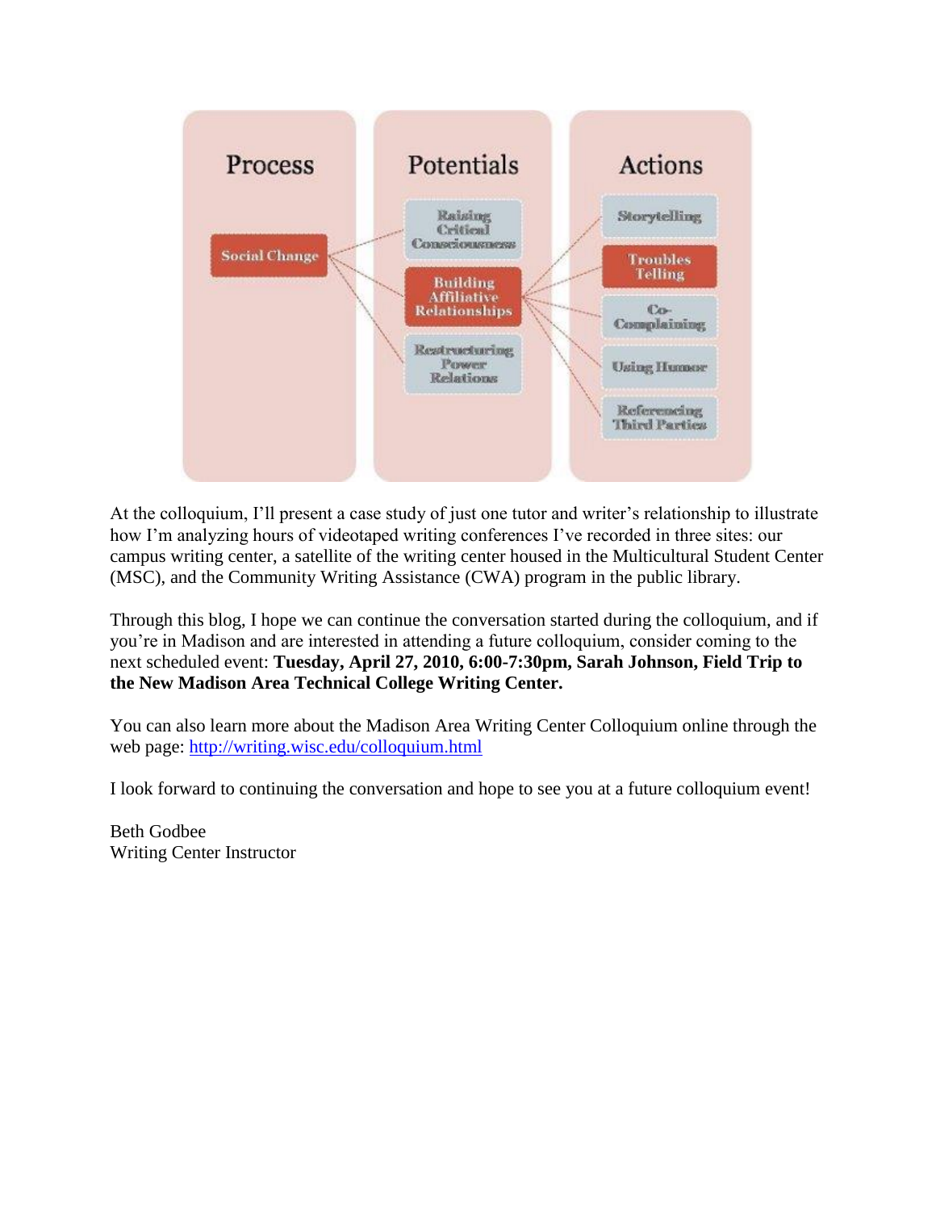Process

Social Change

Potentials

Raising Critical Consciousness

Building Affiliative Relationships

Restructuring Power Relations

Actions

Storytelling

Troubles Telling

Co-Complaining

Using Humor

Referencing Third Parties

At the colloquium, I'll present a case study of just one tutor and writer's relationship to illustrate how I'm analyzing hours of videotaped writing conferences I've recorded in three sites: our campus writing center, a satellite of the writing center housed in the Multicultural Student Center (MSC), and the Community Writing Assistance (CWA) program in the public library.

Through this blog, I hope we can continue the conversation started during the colloquium, and if you're in Madison and are interested in attending a future colloquium, consider coming to the next scheduled event: **Tuesday, April 27, 2010, 6:00-7:30pm, Sarah Johnson, Field Trip to the New Madison Area Technical College Writing Center.**

You can also learn more about the Madison Area Writing Center Colloquium online through the web page: [http://writing.wisc.edu/colloquium.html](http://writing.wisc.edu/colloquium.html)

I look forward to continuing the conversation and hope to see you at a future colloquium event!

Beth Godbee
Writing Center Instructor